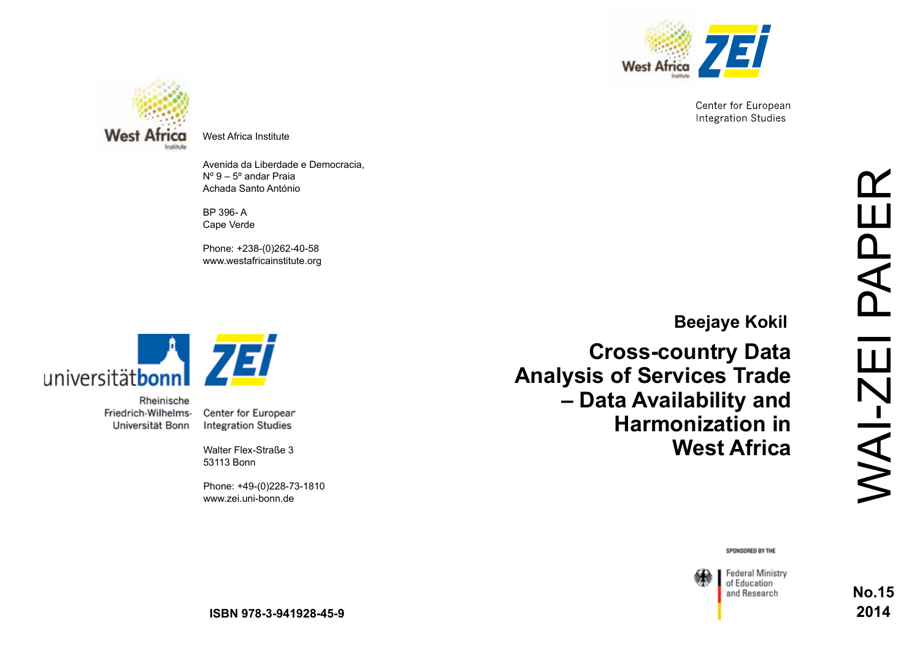West Africa Institute

Center for European Integration Studies

# WAI-ZEI PAPER

**Beejaye Kokil**

# Cross-country Data Analysis of Services Trade – Data Availability and Harmonization in West Africa

**No.15 2014**

West Africa Institute

Avenida da Liberdade e Democracia,
Nº 9 – 5º andar Praia
Achada Santo António

BP 396- A
Cape Verde

Phone: +238-(0)262-40-58
www.westafricainstitute.org

universitätbonn
Rheinische Friedrich-Wilhelms-Universität Bonn

Center for European Integration Studies

Walter Flex-Straße 3
53113 Bonn

Phone: +49-(0)228-73-1810
www.zei.uni-bonn.de

SPONSORED BY THE
Federal Ministry of Education and Research

**ISBN 978-3-941928-45-9**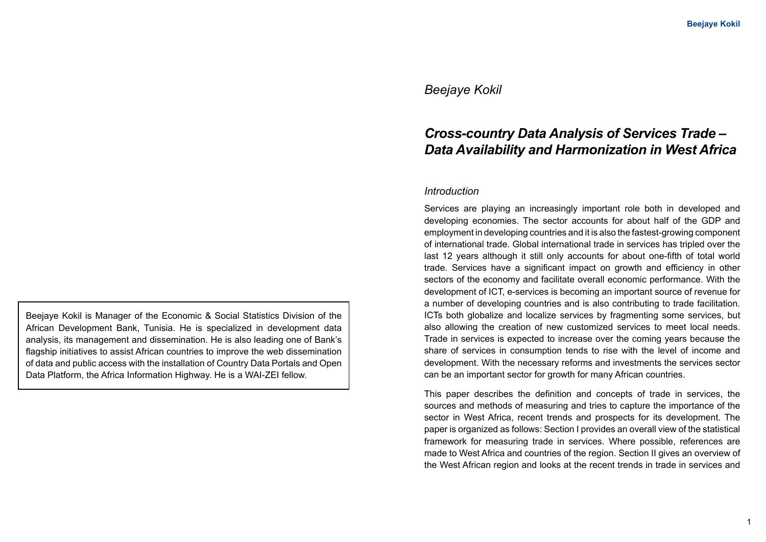*Beejaye Kokil*

# *Cross-country Data Analysis of Services Trade – Data Availability and Harmonization in West Africa*

Beejaye Kokil is Manager of the Economic & Social Statistics Division of the African Development Bank, Tunisia. He is specialized in development data analysis, its management and dissemination. He is also leading one of Bank's flagship initiatives to assist African countries to improve the web dissemination of data and public access with the installation of Country Data Portals and Open Data Platform, the Africa Information Highway. He is a WAI-ZEI fellow.

## *Introduction*

Services are playing an increasingly important role both in developed and developing economies. The sector accounts for about half of the GDP and employment in developing countries and it is also the fastest-growing component of international trade. Global international trade in services has tripled over the last 12 years although it still only accounts for about one-fifth of total world trade. Services have a significant impact on growth and efficiency in other sectors of the economy and facilitate overall economic performance. With the development of ICT, e-services is becoming an important source of revenue for a number of developing countries and is also contributing to trade facilitation. ICTs both globalize and localize services by fragmenting some services, but also allowing the creation of new customized services to meet local needs. Trade in services is expected to increase over the coming years because the share of services in consumption tends to rise with the level of income and development. With the necessary reforms and investments the services sector can be an important sector for growth for many African countries.

This paper describes the definition and concepts of trade in services, the sources and methods of measuring and tries to capture the importance of the sector in West Africa, recent trends and prospects for its development. The paper is organized as follows: Section I provides an overall view of the statistical framework for measuring trade in services. Where possible, references are made to West Africa and countries of the region. Section II gives an overview of the West African region and looks at the recent trends in trade in services and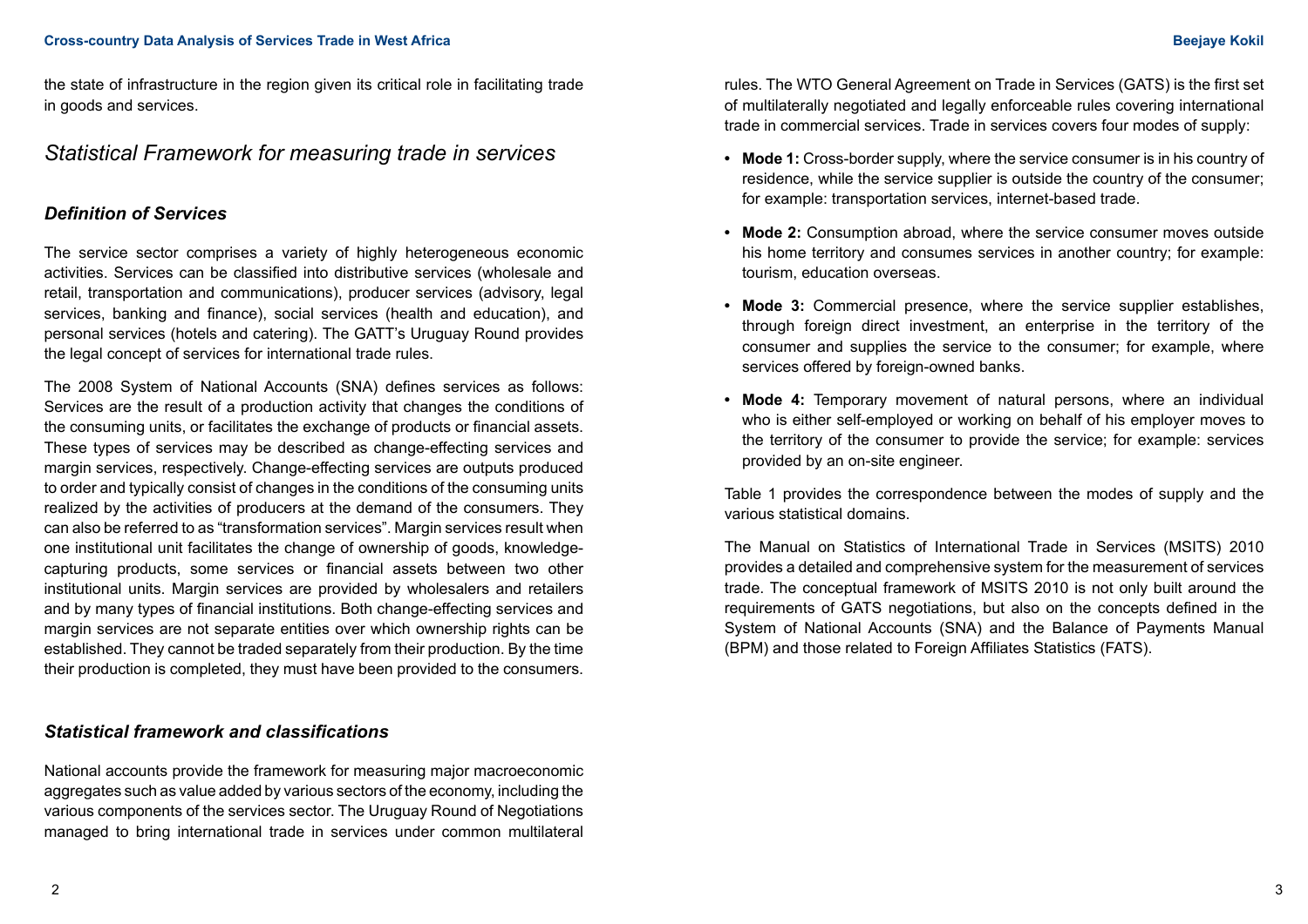the state of infrastructure in the region given its critical role in facilitating trade in goods and services.

## *Statistical Framework for measuring trade in services*

### ***Definition of Services***

The service sector comprises a variety of highly heterogeneous economic activities. Services can be classified into distributive services (wholesale and retail, transportation and communications), producer services (advisory, legal services, banking and finance), social services (health and education), and personal services (hotels and catering). The GATT's Uruguay Round provides the legal concept of services for international trade rules.

The 2008 System of National Accounts (SNA) defines services as follows: Services are the result of a production activity that changes the conditions of the consuming units, or facilitates the exchange of products or financial assets. These types of services may be described as change-effecting services and margin services, respectively. Change-effecting services are outputs produced to order and typically consist of changes in the conditions of the consuming units realized by the activities of producers at the demand of the consumers. They can also be referred to as "transformation services". Margin services result when one institutional unit facilitates the change of ownership of goods, knowledge-capturing products, some services or financial assets between two other institutional units. Margin services are provided by wholesalers and retailers and by many types of financial institutions. Both change-effecting services and margin services are not separate entities over which ownership rights can be established. They cannot be traded separately from their production. By the time their production is completed, they must have been provided to the consumers.

### ***Statistical framework and classifications***

National accounts provide the framework for measuring major macroeconomic aggregates such as value added by various sectors of the economy, including the various components of the services sector. The Uruguay Round of Negotiations managed to bring international trade in services under common multilateral rules. The WTO General Agreement on Trade in Services (GATS) is the first set of multilaterally negotiated and legally enforceable rules covering international trade in commercial services. Trade in services covers four modes of supply:

- **Mode 1:** Cross-border supply, where the service consumer is in his country of residence, while the service supplier is outside the country of the consumer; for example: transportation services, internet-based trade.
- **Mode 2:** Consumption abroad, where the service consumer moves outside his home territory and consumes services in another country; for example: tourism, education overseas.
- **Mode 3:** Commercial presence, where the service supplier establishes, through foreign direct investment, an enterprise in the territory of the consumer and supplies the service to the consumer; for example, where services offered by foreign-owned banks.
- **Mode 4:** Temporary movement of natural persons, where an individual who is either self-employed or working on behalf of his employer moves to the territory of the consumer to provide the service; for example: services provided by an on-site engineer.

Table 1 provides the correspondence between the modes of supply and the various statistical domains.

The Manual on Statistics of International Trade in Services (MSITS) 2010 provides a detailed and comprehensive system for the measurement of services trade. The conceptual framework of MSITS 2010 is not only built around the requirements of GATS negotiations, but also on the concepts defined in the System of National Accounts (SNA) and the Balance of Payments Manual (BPM) and those related to Foreign Affiliates Statistics (FATS).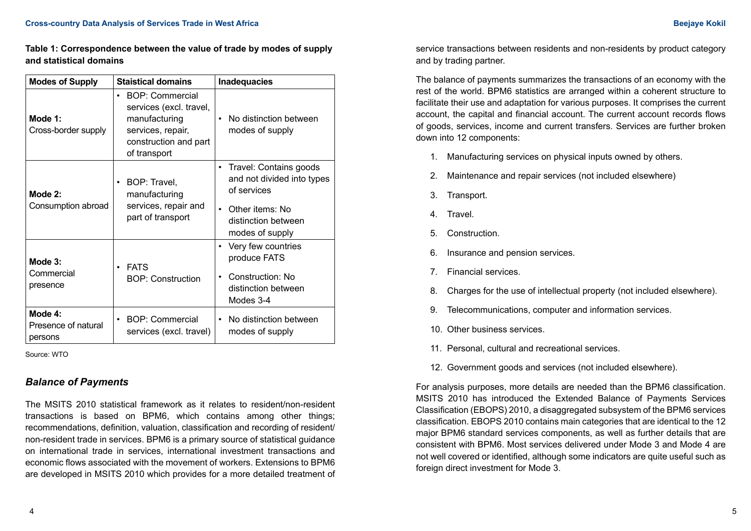**Table 1: Correspondence between the value of trade by modes of supply and statistical domains**

| Modes of Supply | Staistical domains | Inadequacies |
|---|---|---|
| **Mode 1:** Cross-border supply | • BOP: Commercial services (excl. travel, manufacturing services, repair, construction and part of transport | • No distinction between modes of supply |
| **Mode 2:** Consumption abroad | • BOP: Travel, manufacturing services, repair and part of transport | • Travel: Contains goods and not divided into types of services<br>• Other items: No distinction between modes of supply |
| **Mode 3:** Commercial presence | • FATS<br>BOP: Construction | • Very few countries produce FATS<br>• Construction: No distinction between Modes 3-4 |
| **Mode 4:** Presence of natural persons | • BOP: Commercial services (excl. travel) | • No distinction between modes of supply |

Source: WTO

### *Balance of Payments*

The MSITS 2010 statistical framework as it relates to resident/non-resident transactions is based on BPM6, which contains among other things; recommendations, definition, valuation, classification and recording of resident/non-resident trade in services. BPM6 is a primary source of statistical guidance on international trade in services, international investment transactions and economic flows associated with the movement of workers. Extensions to BPM6 are developed in MSITS 2010 which provides for a more detailed treatment of service transactions between residents and non-residents by product category and by trading partner.

The balance of payments summarizes the transactions of an economy with the rest of the world. BPM6 statistics are arranged within a coherent structure to facilitate their use and adaptation for various purposes. It comprises the current account, the capital and financial account. The current account records flows of goods, services, income and current transfers. Services are further broken down into 12 components:

1. Manufacturing services on physical inputs owned by others.
2. Maintenance and repair services (not included elsewhere)
3. Transport.
4. Travel.
5. Construction.
6. Insurance and pension services.
7. Financial services.
8. Charges for the use of intellectual property (not included elsewhere).
9. Telecommunications, computer and information services.
10. Other business services.
11. Personal, cultural and recreational services.
12. Government goods and services (not included elsewhere).

For analysis purposes, more details are needed than the BPM6 classification. MSITS 2010 has introduced the Extended Balance of Payments Services Classification (EBOPS) 2010, a disaggregated subsystem of the BPM6 services classification. EBOPS 2010 contains main categories that are identical to the 12 major BPM6 standard services components, as well as further details that are consistent with BPM6. Most services delivered under Mode 3 and Mode 4 are not well covered or identified, although some indicators are quite useful such as foreign direct investment for Mode 3.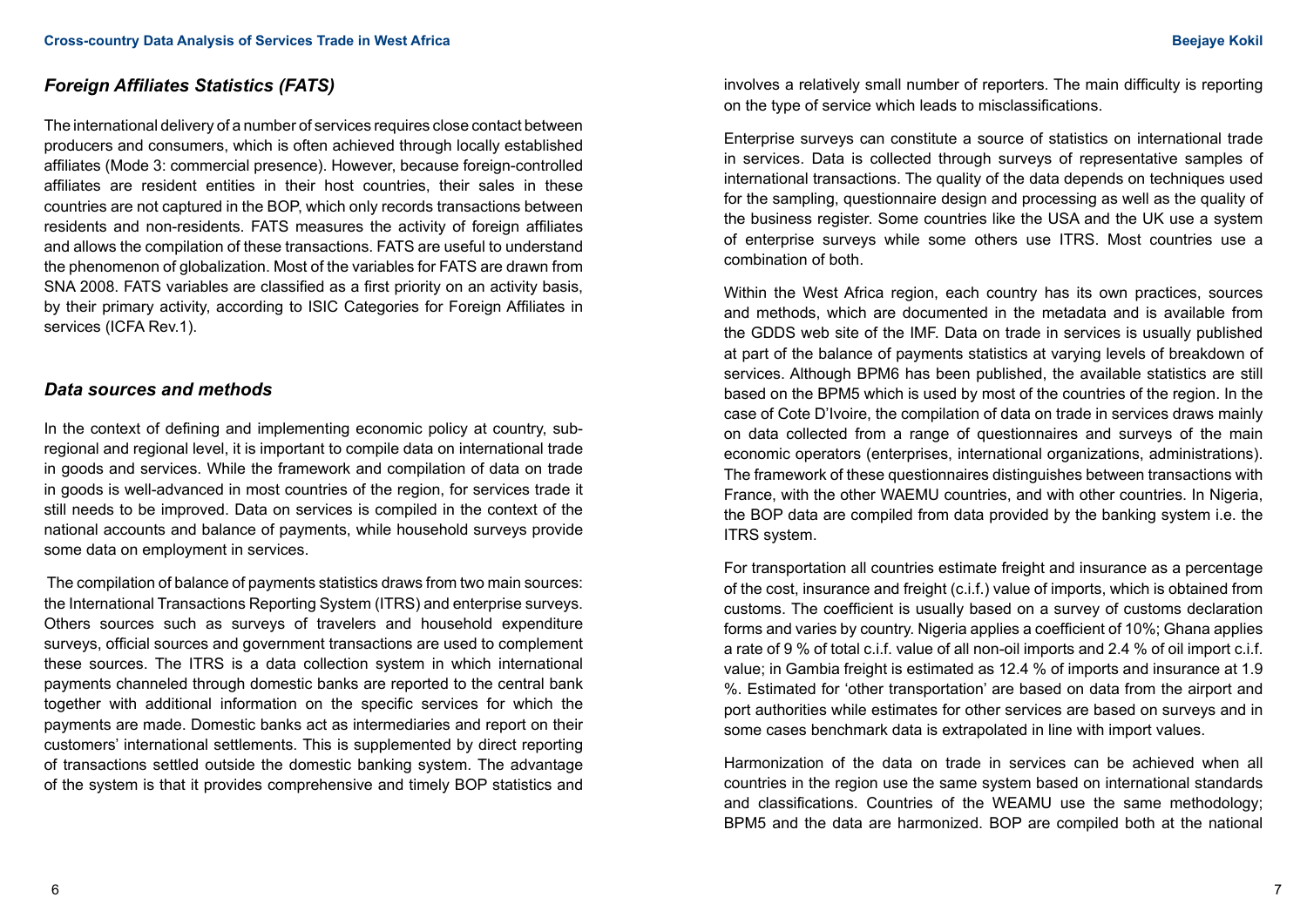### *Foreign Affiliates Statistics (FATS)*

The international delivery of a number of services requires close contact between producers and consumers, which is often achieved through locally established affiliates (Mode 3: commercial presence). However, because foreign-controlled affiliates are resident entities in their host countries, their sales in these countries are not captured in the BOP, which only records transactions between residents and non-residents. FATS measures the activity of foreign affiliates and allows the compilation of these transactions. FATS are useful to understand the phenomenon of globalization. Most of the variables for FATS are drawn from SNA 2008. FATS variables are classified as a first priority on an activity basis, by their primary activity, according to ISIC Categories for Foreign Affiliates in services (ICFA Rev.1).

### *Data sources and methods*

In the context of defining and implementing economic policy at country, sub-regional and regional level, it is important to compile data on international trade in goods and services. While the framework and compilation of data on trade in goods is well-advanced in most countries of the region, for services trade it still needs to be improved. Data on services is compiled in the context of the national accounts and balance of payments, while household surveys provide some data on employment in services.

The compilation of balance of payments statistics draws from two main sources: the International Transactions Reporting System (ITRS) and enterprise surveys. Others sources such as surveys of travelers and household expenditure surveys, official sources and government transactions are used to complement these sources. The ITRS is a data collection system in which international payments channeled through domestic banks are reported to the central bank together with additional information on the specific services for which the payments are made. Domestic banks act as intermediaries and report on their customers' international settlements. This is supplemented by direct reporting of transactions settled outside the domestic banking system. The advantage of the system is that it provides comprehensive and timely BOP statistics and involves a relatively small number of reporters. The main difficulty is reporting on the type of service which leads to misclassifications.

Enterprise surveys can constitute a source of statistics on international trade in services. Data is collected through surveys of representative samples of international transactions. The quality of the data depends on techniques used for the sampling, questionnaire design and processing as well as the quality of the business register. Some countries like the USA and the UK use a system of enterprise surveys while some others use ITRS. Most countries use a combination of both.

Within the West Africa region, each country has its own practices, sources and methods, which are documented in the metadata and is available from the GDDS web site of the IMF. Data on trade in services is usually published at part of the balance of payments statistics at varying levels of breakdown of services. Although BPM6 has been published, the available statistics are still based on the BPM5 which is used by most of the countries of the region. In the case of Cote D'Ivoire, the compilation of data on trade in services draws mainly on data collected from a range of questionnaires and surveys of the main economic operators (enterprises, international organizations, administrations). The framework of these questionnaires distinguishes between transactions with France, with the other WAEMU countries, and with other countries. In Nigeria, the BOP data are compiled from data provided by the banking system i.e. the ITRS system.

For transportation all countries estimate freight and insurance as a percentage of the cost, insurance and freight (c.i.f.) value of imports, which is obtained from customs. The coefficient is usually based on a survey of customs declaration forms and varies by country. Nigeria applies a coefficient of 10%; Ghana applies a rate of 9 % of total c.i.f. value of all non-oil imports and 2.4 % of oil import c.i.f. value; in Gambia freight is estimated as 12.4 % of imports and insurance at 1.9 %. Estimated for 'other transportation' are based on data from the airport and port authorities while estimates for other services are based on surveys and in some cases benchmark data is extrapolated in line with import values.

Harmonization of the data on trade in services can be achieved when all countries in the region use the same system based on international standards and classifications. Countries of the WEAMU use the same methodology; BPM5 and the data are harmonized. BOP are compiled both at the national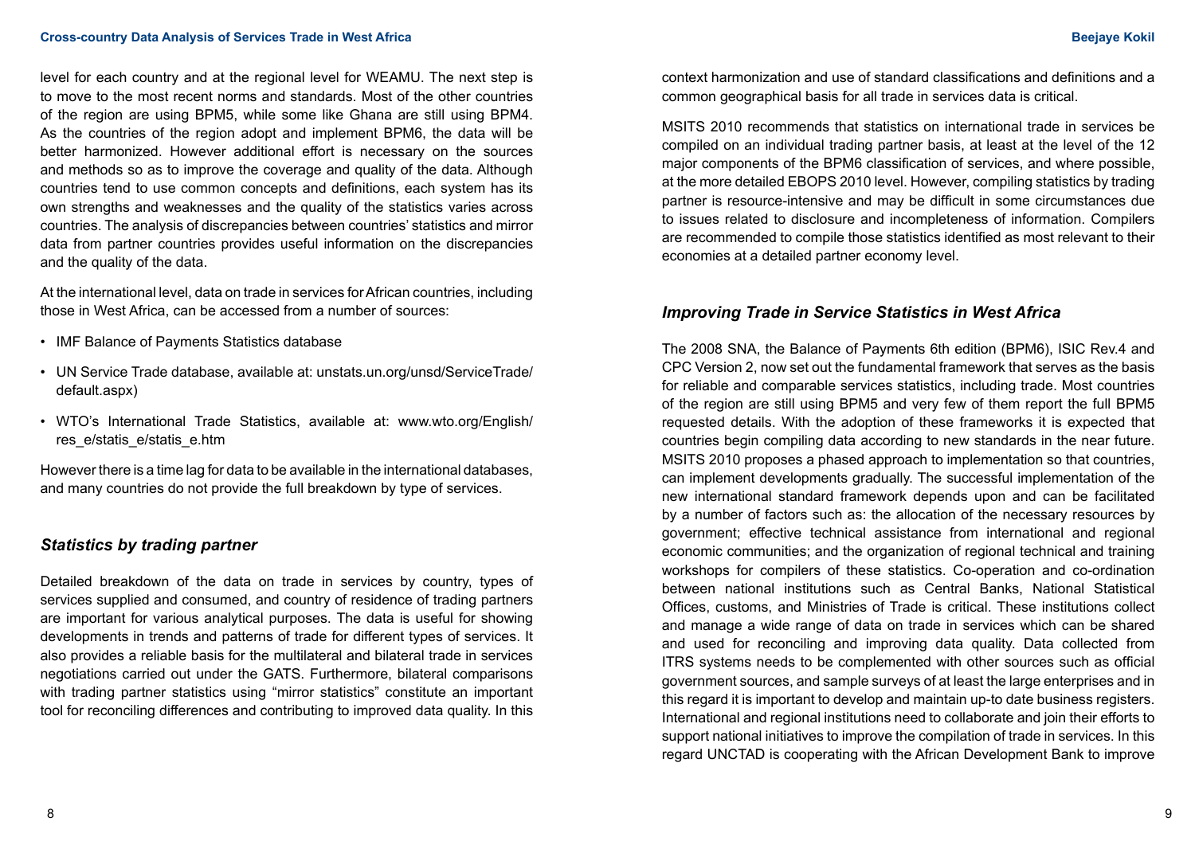level for each country and at the regional level for WEAMU. The next step is to move to the most recent norms and standards. Most of the other countries of the region are using BPM5, while some like Ghana are still using BPM4. As the countries of the region adopt and implement BPM6, the data will be better harmonized. However additional effort is necessary on the sources and methods so as to improve the coverage and quality of the data. Although countries tend to use common concepts and definitions, each system has its own strengths and weaknesses and the quality of the statistics varies across countries. The analysis of discrepancies between countries' statistics and mirror data from partner countries provides useful information on the discrepancies and the quality of the data.

At the international level, data on trade in services for African countries, including those in West Africa, can be accessed from a number of sources:

- IMF Balance of Payments Statistics database
- UN Service Trade database, available at: unstats.un.org/unsd/ServiceTrade/default.aspx)
- WTO's International Trade Statistics, available at: www.wto.org/English/res_e/statis_e/statis_e.htm

However there is a time lag for data to be available in the international databases, and many countries do not provide the full breakdown by type of services.

## *Statistics by trading partner*

Detailed breakdown of the data on trade in services by country, types of services supplied and consumed, and country of residence of trading partners are important for various analytical purposes. The data is useful for showing developments in trends and patterns of trade for different types of services. It also provides a reliable basis for the multilateral and bilateral trade in services negotiations carried out under the GATS. Furthermore, bilateral comparisons with trading partner statistics using "mirror statistics" constitute an important tool for reconciling differences and contributing to improved data quality. In this context harmonization and use of standard classifications and definitions and a common geographical basis for all trade in services data is critical.

MSITS 2010 recommends that statistics on international trade in services be compiled on an individual trading partner basis, at least at the level of the 12 major components of the BPM6 classification of services, and where possible, at the more detailed EBOPS 2010 level. However, compiling statistics by trading partner is resource-intensive and may be difficult in some circumstances due to issues related to disclosure and incompleteness of information. Compilers are recommended to compile those statistics identified as most relevant to their economies at a detailed partner economy level.

## *Improving Trade in Service Statistics in West Africa*

The 2008 SNA, the Balance of Payments 6th edition (BPM6), ISIC Rev.4 and CPC Version 2, now set out the fundamental framework that serves as the basis for reliable and comparable services statistics, including trade. Most countries of the region are still using BPM5 and very few of them report the full BPM5 requested details. With the adoption of these frameworks it is expected that countries begin compiling data according to new standards in the near future. MSITS 2010 proposes a phased approach to implementation so that countries, can implement developments gradually. The successful implementation of the new international standard framework depends upon and can be facilitated by a number of factors such as: the allocation of the necessary resources by government; effective technical assistance from international and regional economic communities; and the organization of regional technical and training workshops for compilers of these statistics. Co-operation and co-ordination between national institutions such as Central Banks, National Statistical Offices, customs, and Ministries of Trade is critical. These institutions collect and manage a wide range of data on trade in services which can be shared and used for reconciling and improving data quality. Data collected from ITRS systems needs to be complemented with other sources such as official government sources, and sample surveys of at least the large enterprises and in this regard it is important to develop and maintain up-to date business registers. International and regional institutions need to collaborate and join their efforts to support national initiatives to improve the compilation of trade in services. In this regard UNCTAD is cooperating with the African Development Bank to improve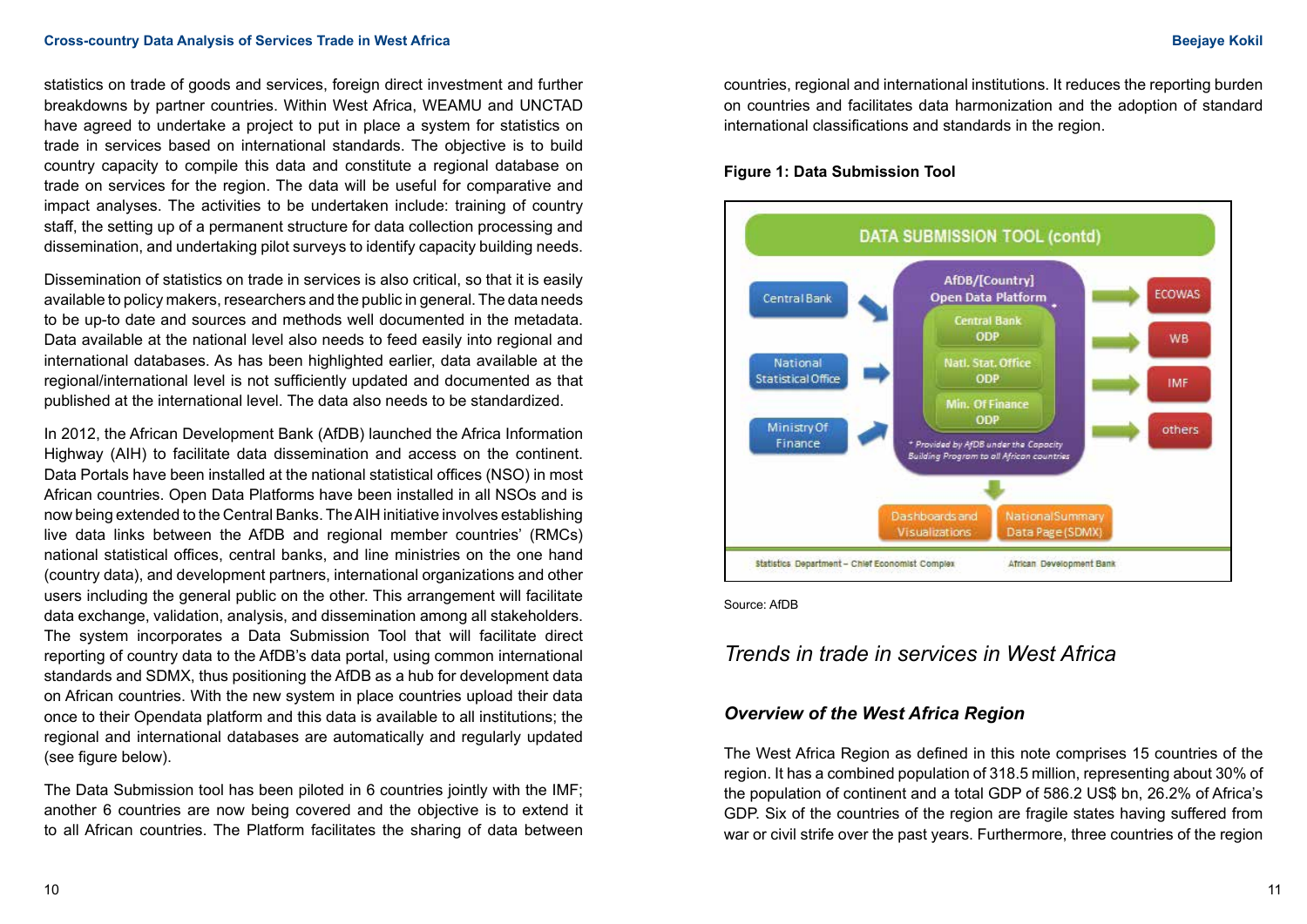statistics on trade of goods and services, foreign direct investment and further breakdowns by partner countries. Within West Africa, WEAMU and UNCTAD have agreed to undertake a project to put in place a system for statistics on trade in services based on international standards. The objective is to build country capacity to compile this data and constitute a regional database on trade on services for the region. The data will be useful for comparative and impact analyses. The activities to be undertaken include: training of country staff, the setting up of a permanent structure for data collection processing and dissemination, and undertaking pilot surveys to identify capacity building needs.

Dissemination of statistics on trade in services is also critical, so that it is easily available to policy makers, researchers and the public in general. The data needs to be up-to date and sources and methods well documented in the metadata. Data available at the national level also needs to feed easily into regional and international databases. As has been highlighted earlier, data available at the regional/international level is not sufficiently updated and documented as that published at the international level. The data also needs to be standardized.

In 2012, the African Development Bank (AfDB) launched the Africa Information Highway (AIH) to facilitate data dissemination and access on the continent. Data Portals have been installed at the national statistical offices (NSO) in most African countries. Open Data Platforms have been installed in all NSOs and is now being extended to the Central Banks. The AIH initiative involves establishing live data links between the AfDB and regional member countries' (RMCs) national statistical offices, central banks, and line ministries on the one hand (country data), and development partners, international organizations and other users including the general public on the other. This arrangement will facilitate data exchange, validation, analysis, and dissemination among all stakeholders. The system incorporates a Data Submission Tool that will facilitate direct reporting of country data to the AfDB's data portal, using common international standards and SDMX, thus positioning the AfDB as a hub for development data on African countries. With the new system in place countries upload their data once to their Opendata platform and this data is available to all institutions; the regional and international databases are automatically and regularly updated (see figure below).

The Data Submission tool has been piloted in 6 countries jointly with the IMF; another 6 countries are now being covered and the objective is to extend it to all African countries. The Platform facilitates the sharing of data between countries, regional and international institutions. It reduces the reporting burden on countries and facilitates data harmonization and the adoption of standard international classifications and standards in the region.

**Figure 1: Data Submission Tool**

Source: AfDB

## *Trends in trade in services in West Africa*

### *Overview of the West Africa Region*

The West Africa Region as defined in this note comprises 15 countries of the region. It has a combined population of 318.5 million, representing about 30% of the population of continent and a total GDP of 586.2 US$ bn, 26.2% of Africa's GDP. Six of the countries of the region are fragile states having suffered from war or civil strife over the past years. Furthermore, three countries of the region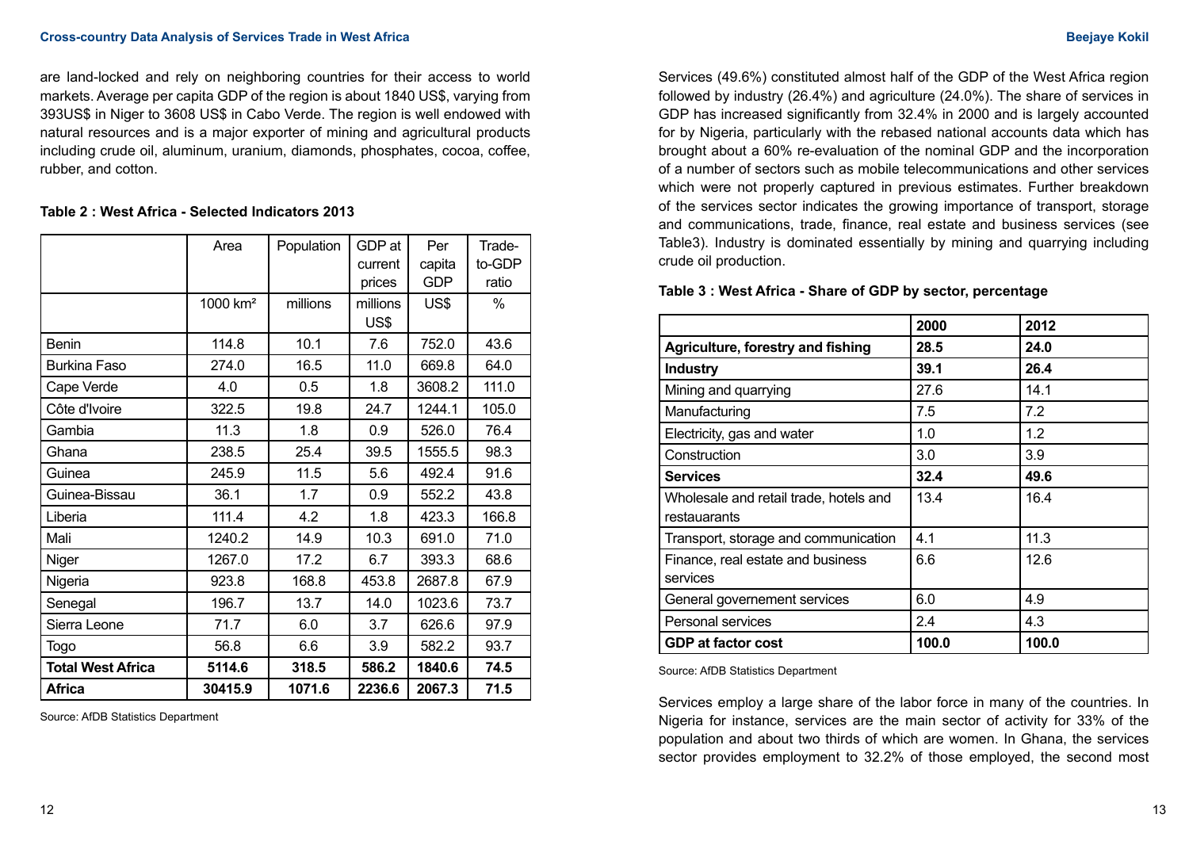are land-locked and rely on neighboring countries for their access to world markets. Average per capita GDP of the region is about 1840 US$, varying from 393US$ in Niger to 3608 US$ in Cabo Verde. The region is well endowed with natural resources and is a major exporter of mining and agricultural products including crude oil, aluminum, uranium, diamonds, phosphates, cocoa, coffee, rubber, and cotton.

**Table 2 : West Africa - Selected Indicators 2013**

| | Area | Population | GDP at current prices | Per capita GDP | Trade-to-GDP ratio |
|---|---|---|---|---|---|
| | 1000 km² | millions | millions US$ | US$ | % |
| Benin | 114.8 | 10.1 | 7.6 | 752.0 | 43.6 |
| Burkina Faso | 274.0 | 16.5 | 11.0 | 669.8 | 64.0 |
| Cape Verde | 4.0 | 0.5 | 1.8 | 3608.2 | 111.0 |
| Côte d'Ivoire | 322.5 | 19.8 | 24.7 | 1244.1 | 105.0 |
| Gambia | 11.3 | 1.8 | 0.9 | 526.0 | 76.4 |
| Ghana | 238.5 | 25.4 | 39.5 | 1555.5 | 98.3 |
| Guinea | 245.9 | 11.5 | 5.6 | 492.4 | 91.6 |
| Guinea-Bissau | 36.1 | 1.7 | 0.9 | 552.2 | 43.8 |
| Liberia | 111.4 | 4.2 | 1.8 | 423.3 | 166.8 |
| Mali | 1240.2 | 14.9 | 10.3 | 691.0 | 71.0 |
| Niger | 1267.0 | 17.2 | 6.7 | 393.3 | 68.6 |
| Nigeria | 923.8 | 168.8 | 453.8 | 2687.8 | 67.9 |
| Senegal | 196.7 | 13.7 | 14.0 | 1023.6 | 73.7 |
| Sierra Leone | 71.7 | 6.0 | 3.7 | 626.6 | 97.9 |
| Togo | 56.8 | 6.6 | 3.9 | 582.2 | 93.7 |
| **Total West Africa** | **5114.6** | **318.5** | **586.2** | **1840.6** | **74.5** |
| **Africa** | **30415.9** | **1071.6** | **2236.6** | **2067.3** | **71.5** |

Source: AfDB Statistics Department

Services (49.6%) constituted almost half of the GDP of the West Africa region followed by industry (26.4%) and agriculture (24.0%). The share of services in GDP has increased significantly from 32.4% in 2000 and is largely accounted for by Nigeria, particularly with the rebased national accounts data which has brought about a 60% re-evaluation of the nominal GDP and the incorporation of a number of sectors such as mobile telecommunications and other services which were not properly captured in previous estimates. Further breakdown of the services sector indicates the growing importance of transport, storage and communications, trade, finance, real estate and business services (see Table3). Industry is dominated essentially by mining and quarrying including crude oil production.

**Table 3 : West Africa - Share of GDP by sector, percentage**

| | **2000** | **2012** |
|---|---|---|
| **Agriculture, forestry and fishing** | **28.5** | **24.0** |
| **Industry** | **39.1** | **26.4** |
| Mining and quarrying | 27.6 | 14.1 |
| Manufacturing | 7.5 | 7.2 |
| Electricity, gas and water | 1.0 | 1.2 |
| Construction | 3.0 | 3.9 |
| **Services** | **32.4** | **49.6** |
| Wholesale and retail trade, hotels and restaurants | 13.4 | 16.4 |
| Transport, storage and communication | 4.1 | 11.3 |
| Finance, real estate and business services | 6.6 | 12.6 |
| General governement services | 6.0 | 4.9 |
| Personal services | 2.4 | 4.3 |
| **GDP at factor cost** | **100.0** | **100.0** |

Source: AfDB Statistics Department

Services employ a large share of the labor force in many of the countries. In Nigeria for instance, services are the main sector of activity for 33% of the population and about two thirds of which are women. In Ghana, the services sector provides employment to 32.2% of those employed, the second most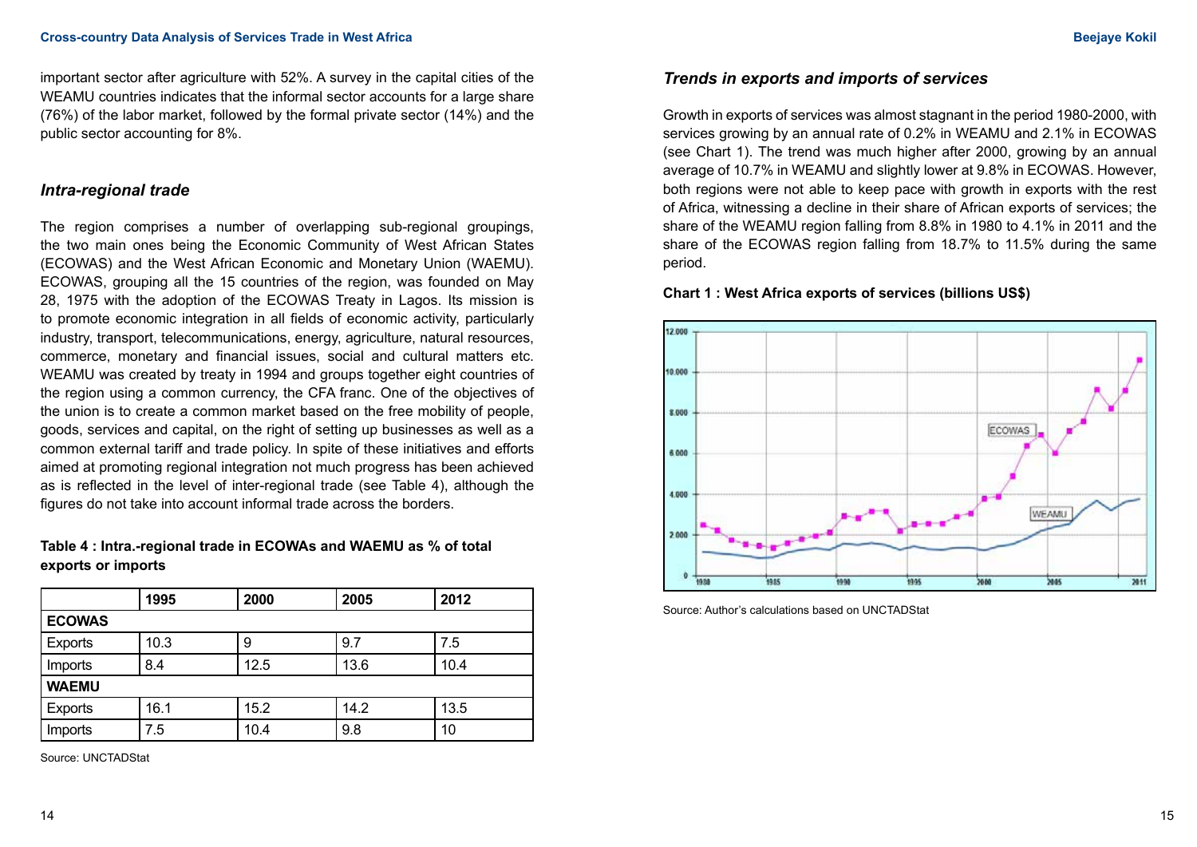important sector after agriculture with 52%. A survey in the capital cities of the WEAMU countries indicates that the informal sector accounts for a large share (76%) of the labor market, followed by the formal private sector (14%) and the public sector accounting for 8%.

### *Intra-regional trade*

The region comprises a number of overlapping sub-regional groupings, the two main ones being the Economic Community of West African States (ECOWAS) and the West African Economic and Monetary Union (WAEMU). ECOWAS, grouping all the 15 countries of the region, was founded on May 28, 1975 with the adoption of the ECOWAS Treaty in Lagos. Its mission is to promote economic integration in all fields of economic activity, particularly industry, transport, telecommunications, energy, agriculture, natural resources, commerce, monetary and financial issues, social and cultural matters etc. WEAMU was created by treaty in 1994 and groups together eight countries of the region using a common currency, the CFA franc. One of the objectives of the union is to create a common market based on the free mobility of people, goods, services and capital, on the right of setting up businesses as well as a common external tariff and trade policy. In spite of these initiatives and efforts aimed at promoting regional integration not much progress has been achieved as is reflected in the level of inter-regional trade (see Table 4), although the figures do not take into account informal trade across the borders.

**Table 4 : Intra.-regional trade in ECOWAs and WAEMU as % of total exports or imports**

| | 1995 | 2000 | 2005 | 2012 |
|---|---|---|---|---|
| **ECOWAS** | | | | |
| Exports | 10.3 | 9 | 9.7 | 7.5 |
| Imports | 8.4 | 12.5 | 13.6 | 10.4 |
| **WAEMU** | | | | |
| Exports | 16.1 | 15.2 | 14.2 | 13.5 |
| Imports | 7.5 | 10.4 | 9.8 | 10 |

Source: UNCTADStat

### *Trends in exports and imports of services*

Growth in exports of services was almost stagnant in the period 1980-2000, with services growing by an annual rate of 0.2% in WEAMU and 2.1% in ECOWAS (see Chart 1). The trend was much higher after 2000, growing by an annual average of 10.7% in WEAMU and slightly lower at 9.8% in ECOWAS. However, both regions were not able to keep pace with growth in exports with the rest of Africa, witnessing a decline in their share of African exports of services; the share of the WEAMU region falling from 8.8% in 1980 to 4.1% in 2011 and the share of the ECOWAS region falling from 18.7% to 11.5% during the same period.

**Chart 1 : West Africa exports of services (billions US$)**

Source: Author's calculations based on UNCTADStat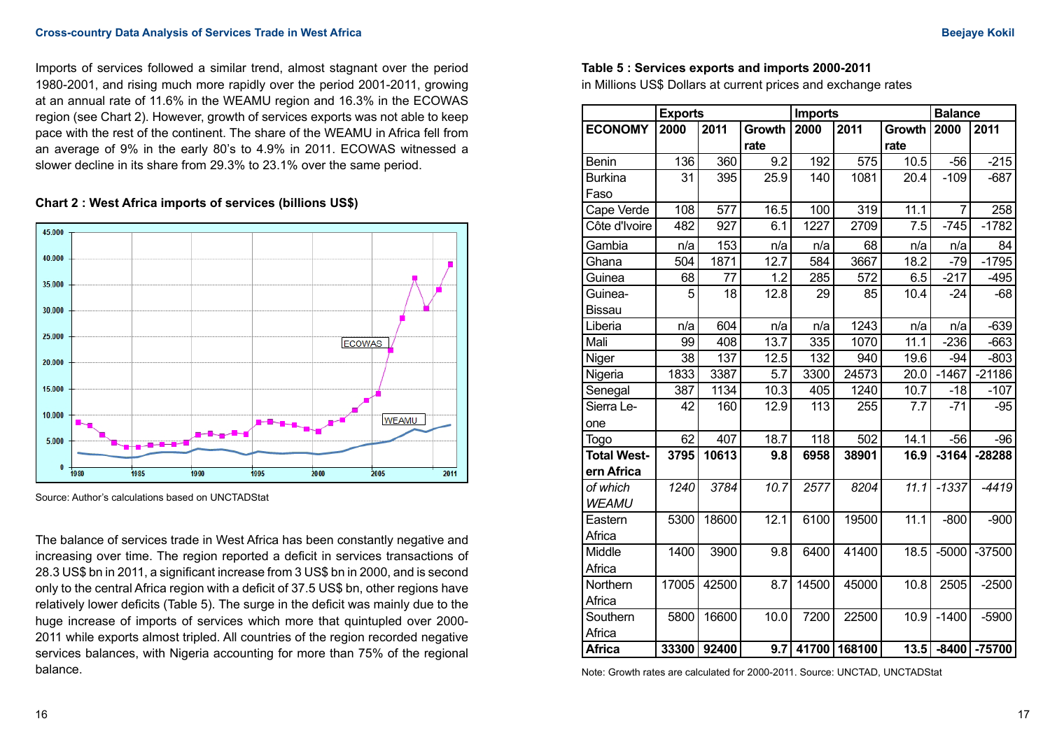Imports of services followed a similar trend, almost stagnant over the period 1980-2001, and rising much more rapidly over the period 2001-2011, growing at an annual rate of 11.6% in the WEAMU region and 16.3% in the ECOWAS region (see Chart 2). However, growth of services exports was not able to keep pace with the rest of the continent. The share of the WEAMU in Africa fell from an average of 9% in the early 80's to 4.9% in 2011. ECOWAS witnessed a slower decline in its share from 29.3% to 23.1% over the same period.

**Chart 2 : West Africa imports of services (billions US$)**

Source: Author's calculations based on UNCTADStat

The balance of services trade in West Africa has been constantly negative and increasing over time. The region reported a deficit in services transactions of 28.3 US$ bn in 2011, a significant increase from 3 US$ bn in 2000, and is second only to the central Africa region with a deficit of 37.5 US$ bn, other regions have relatively lower deficits (Table 5). The surge in the deficit was mainly due to the huge increase of imports of services which more that quintupled over 2000-2011 while exports almost tripled. All countries of the region recorded negative services balances, with Nigeria accounting for more than 75% of the regional balance.

**Table 5 : Services exports and imports 2000-2011**

in Millions US$ Dollars at current prices and exchange rates

| | Exports | | | Imports | | | Balance | |
|---|---|---|---|---|---|---|---|---|
| **ECONOMY** | **2000** | **2011** | **Growth rate** | **2000** | **2011** | **Growth rate** | **2000** | **2011** |
| Benin | 136 | 360 | 9.2 | 192 | 575 | 10.5 | -56 | -215 |
| Burkina Faso | 31 | 395 | 25.9 | 140 | 1081 | 20.4 | -109 | -687 |
| Cape Verde | 108 | 577 | 16.5 | 100 | 319 | 11.1 | 7 | 258 |
| Côte d'Ivoire | 482 | 927 | 6.1 | 1227 | 2709 | 7.5 | -745 | -1782 |
| Gambia | n/a | 153 | n/a | n/a | 68 | n/a | n/a | 84 |
| Ghana | 504 | 1871 | 12.7 | 584 | 3667 | 18.2 | -79 | -1795 |
| Guinea | 68 | 77 | 1.2 | 285 | 572 | 6.5 | -217 | -495 |
| Guinea-Bissau | 5 | 18 | 12.8 | 29 | 85 | 10.4 | -24 | -68 |
| Liberia | n/a | 604 | n/a | n/a | 1243 | n/a | n/a | -639 |
| Mali | 99 | 408 | 13.7 | 335 | 1070 | 11.1 | -236 | -663 |
| Niger | 38 | 137 | 12.5 | 132 | 940 | 19.6 | -94 | -803 |
| Nigeria | 1833 | 3387 | 5.7 | 3300 | 24573 | 20.0 | -1467 | -21186 |
| Senegal | 387 | 1134 | 10.3 | 405 | 1240 | 10.7 | -18 | -107 |
| Sierra Leone | 42 | 160 | 12.9 | 113 | 255 | 7.7 | -71 | -95 |
| Togo | 62 | 407 | 18.7 | 118 | 502 | 14.1 | -56 | -96 |
| **Total Western Africa** | **3795** | **10613** | **9.8** | **6958** | **38901** | **16.9** | **-3164** | **-28288** |
| *of which WEAMU* | *1240* | *3784* | *10.7* | *2577* | *8204* | *11.1* | *-1337* | *-4419* |
| Eastern Africa | 5300 | 18600 | 12.1 | 6100 | 19500 | 11.1 | -800 | -900 |
| Middle Africa | 1400 | 3900 | 9.8 | 6400 | 41400 | 18.5 | -5000 | -37500 |
| Northern Africa | 17005 | 42500 | 8.7 | 14500 | 45000 | 10.8 | 2505 | -2500 |
| Southern Africa | 5800 | 16600 | 10.0 | 7200 | 22500 | 10.9 | -1400 | -5900 |
| **Africa** | **33300** | **92400** | **9.7** | **41700** | **168100** | **13.5** | **-8400** | **-75700** |

Note: Growth rates are calculated for 2000-2011. Source: UNCTAD, UNCTADStat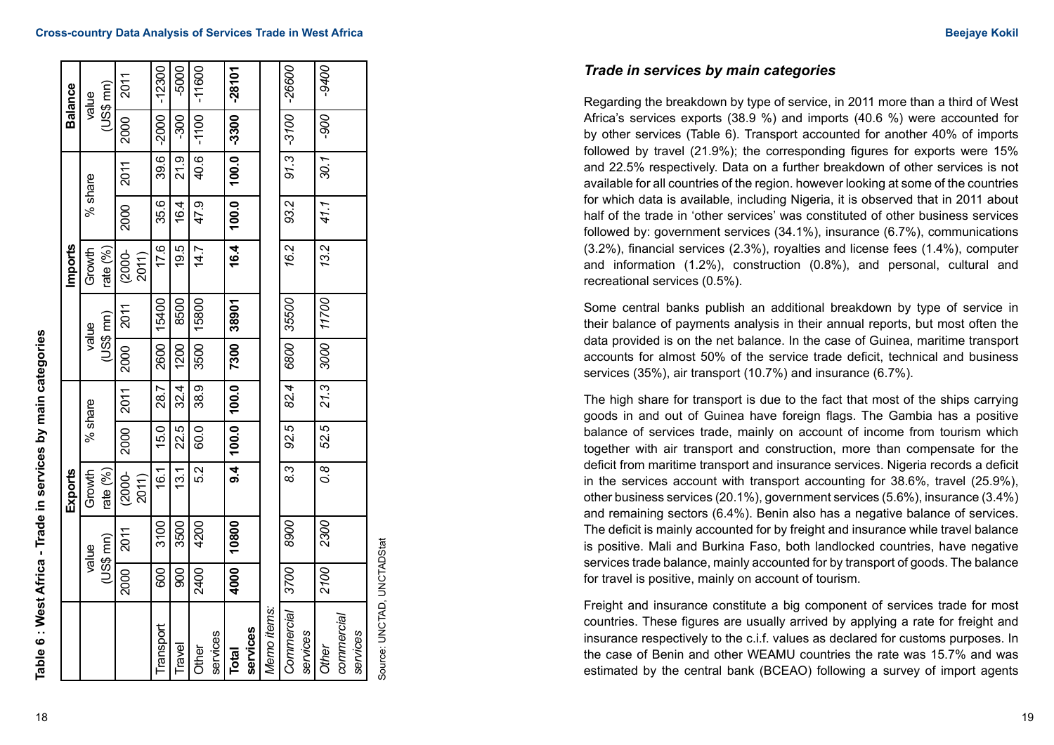**Table 6 : West Africa - Trade in services by main categories**

| | Exports | | | | | Imports | | | | | Balance | |
|---|---|---|---|---|---|---|---|---|---|---|---|---|
| | value (US$ mn) | | Growth rate (%) | % share | | value (US$ mn) | | Growth rate (%) | % share | | value (US$ mn) | |
| | 2000 | 2011 | (2000-2011) | 2000 | 2011 | 2000 | 2011 | (2000-2011) | 2000 | 2011 | 2000 | 2011 |
| Transport | 600 | 3100 | 16.1 | 15.0 | 28.7 | 2600 | 15400 | 17.6 | 35.6 | 39.6 | -2000 | -12300 |
| Travel | 900 | 3500 | 13.1 | 22.5 | 32.4 | 1200 | 8500 | 19.5 | 16.4 | 21.9 | -300 | -5000 |
| Other services | 2400 | 4200 | 5.2 | 60.0 | 38.9 | 3500 | 15800 | 14.7 | 47.9 | 40.6 | -1100 | -11600 |
| **Total services** | **4000** | **10800** | **9.4** | **100.0** | **100.0** | **7300** | **38901** | **16.4** | **100.0** | **100.0** | **-3300** | **-28101** |
| *Memo items:* | | | | | | | | | | | | |
| *Commercial services* | *3700* | *8900* | *8.3* | *92.5* | *82.4* | *6800* | *35500* | *16.2* | *93.2* | *91.3* | *-3100* | *-26600* |
| *Other commercial services* | *2100* | *2300* | *0.8* | *52.5* | *21.3* | *3000* | *11700* | *13.2* | *41.1* | *30.1* | *-900* | *-9400* |

Source: UNCTAD, UNCTADStat

### *Trade in services by main categories*

Regarding the breakdown by type of service, in 2011 more than a third of West Africa's services exports (38.9 %) and imports (40.6 %) were accounted for by other services (Table 6). Transport accounted for another 40% of imports followed by travel (21.9%); the corresponding figures for exports were 15% and 22.5% respectively. Data on a further breakdown of other services is not available for all countries of the region. however looking at some of the countries for which data is available, including Nigeria, it is observed that in 2011 about half of the trade in 'other services' was constituted of other business services followed by: government services (34.1%), insurance (6.7%), communications (3.2%), financial services (2.3%), royalties and license fees (1.4%), computer and information (1.2%), construction (0.8%), and personal, cultural and recreational services (0.5%).

Some central banks publish an additional breakdown by type of service in their balance of payments analysis in their annual reports, but most often the data provided is on the net balance. In the case of Guinea, maritime transport accounts for almost 50% of the service trade deficit, technical and business services (35%), air transport (10.7%) and insurance (6.7%).

The high share for transport is due to the fact that most of the ships carrying goods in and out of Guinea have foreign flags. The Gambia has a positive balance of services trade, mainly on account of income from tourism which together with air transport and construction, more than compensate for the deficit from maritime transport and insurance services. Nigeria records a deficit in the services account with transport accounting for 38.6%, travel (25.9%), other business services (20.1%), government services (5.6%), insurance (3.4%) and remaining sectors (6.4%). Benin also has a negative balance of services. The deficit is mainly accounted for by freight and insurance while travel balance is positive. Mali and Burkina Faso, both landlocked countries, have negative services trade balance, mainly accounted for by transport of goods. The balance for travel is positive, mainly on account of tourism.

Freight and insurance constitute a big component of services trade for most countries. These figures are usually arrived by applying a rate for freight and insurance respectively to the c.i.f. values as declared for customs purposes. In the case of Benin and other WEAMU countries the rate was 15.7% and was estimated by the central bank (BCEAO) following a survey of import agents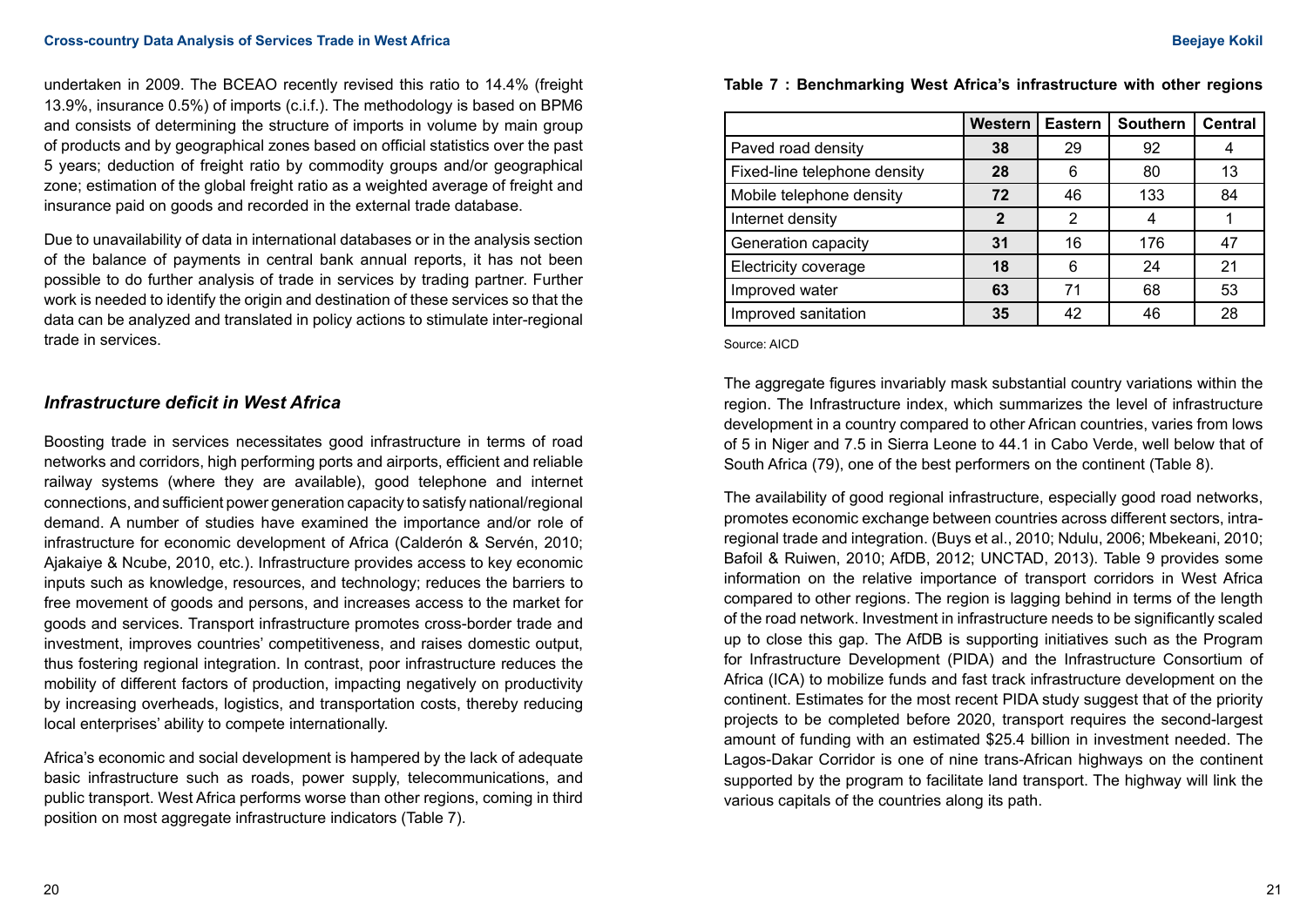undertaken in 2009. The BCEAO recently revised this ratio to 14.4% (freight 13.9%, insurance 0.5%) of imports (c.i.f.). The methodology is based on BPM6 and consists of determining the structure of imports in volume by main group of products and by geographical zones based on official statistics over the past 5 years; deduction of freight ratio by commodity groups and/or geographical zone; estimation of the global freight ratio as a weighted average of freight and insurance paid on goods and recorded in the external trade database.

Due to unavailability of data in international databases or in the analysis section of the balance of payments in central bank annual reports, it has not been possible to do further analysis of trade in services by trading partner. Further work is needed to identify the origin and destination of these services so that the data can be analyzed and translated in policy actions to stimulate inter-regional trade in services.

### *Infrastructure deficit in West Africa*

Boosting trade in services necessitates good infrastructure in terms of road networks and corridors, high performing ports and airports, efficient and reliable railway systems (where they are available), good telephone and internet connections, and sufficient power generation capacity to satisfy national/regional demand. A number of studies have examined the importance and/or role of infrastructure for economic development of Africa (Calderón & Servén, 2010; Ajakaiye & Ncube, 2010, etc.). Infrastructure provides access to key economic inputs such as knowledge, resources, and technology; reduces the barriers to free movement of goods and persons, and increases access to the market for goods and services. Transport infrastructure promotes cross-border trade and investment, improves countries' competitiveness, and raises domestic output, thus fostering regional integration. In contrast, poor infrastructure reduces the mobility of different factors of production, impacting negatively on productivity by increasing overheads, logistics, and transportation costs, thereby reducing local enterprises' ability to compete internationally.

Africa's economic and social development is hampered by the lack of adequate basic infrastructure such as roads, power supply, telecommunications, and public transport. West Africa performs worse than other regions, coming in third position on most aggregate infrastructure indicators (Table 7).

**Table 7 : Benchmarking West Africa's infrastructure with other regions**

| | Western | Eastern | Southern | Central |
|---|---|---|---|---|
| Paved road density | **38** | 29 | 92 | 4 |
| Fixed-line telephone density | **28** | 6 | 80 | 13 |
| Mobile telephone density | **72** | 46 | 133 | 84 |
| Internet density | **2** | 2 | 4 | 1 |
| Generation capacity | **31** | 16 | 176 | 47 |
| Electricity coverage | **18** | 6 | 24 | 21 |
| Improved water | **63** | 71 | 68 | 53 |
| Improved sanitation | **35** | 42 | 46 | 28 |

Source: AICD

The aggregate figures invariably mask substantial country variations within the region. The Infrastructure index, which summarizes the level of infrastructure development in a country compared to other African countries, varies from lows of 5 in Niger and 7.5 in Sierra Leone to 44.1 in Cabo Verde, well below that of South Africa (79), one of the best performers on the continent (Table 8).

The availability of good regional infrastructure, especially good road networks, promotes economic exchange between countries across different sectors, intra-regional trade and integration. (Buys et al., 2010; Ndulu, 2006; Mbekeani, 2010; Bafoil & Ruiwen, 2010; AfDB, 2012; UNCTAD, 2013). Table 9 provides some information on the relative importance of transport corridors in West Africa compared to other regions. The region is lagging behind in terms of the length of the road network. Investment in infrastructure needs to be significantly scaled up to close this gap. The AfDB is supporting initiatives such as the Program for Infrastructure Development (PIDA) and the Infrastructure Consortium of Africa (ICA) to mobilize funds and fast track infrastructure development on the continent. Estimates for the most recent PIDA study suggest that of the priority projects to be completed before 2020, transport requires the second-largest amount of funding with an estimated $25.4 billion in investment needed. The Lagos-Dakar Corridor is one of nine trans-African highways on the continent supported by the program to facilitate land transport. The highway will link the various capitals of the countries along its path.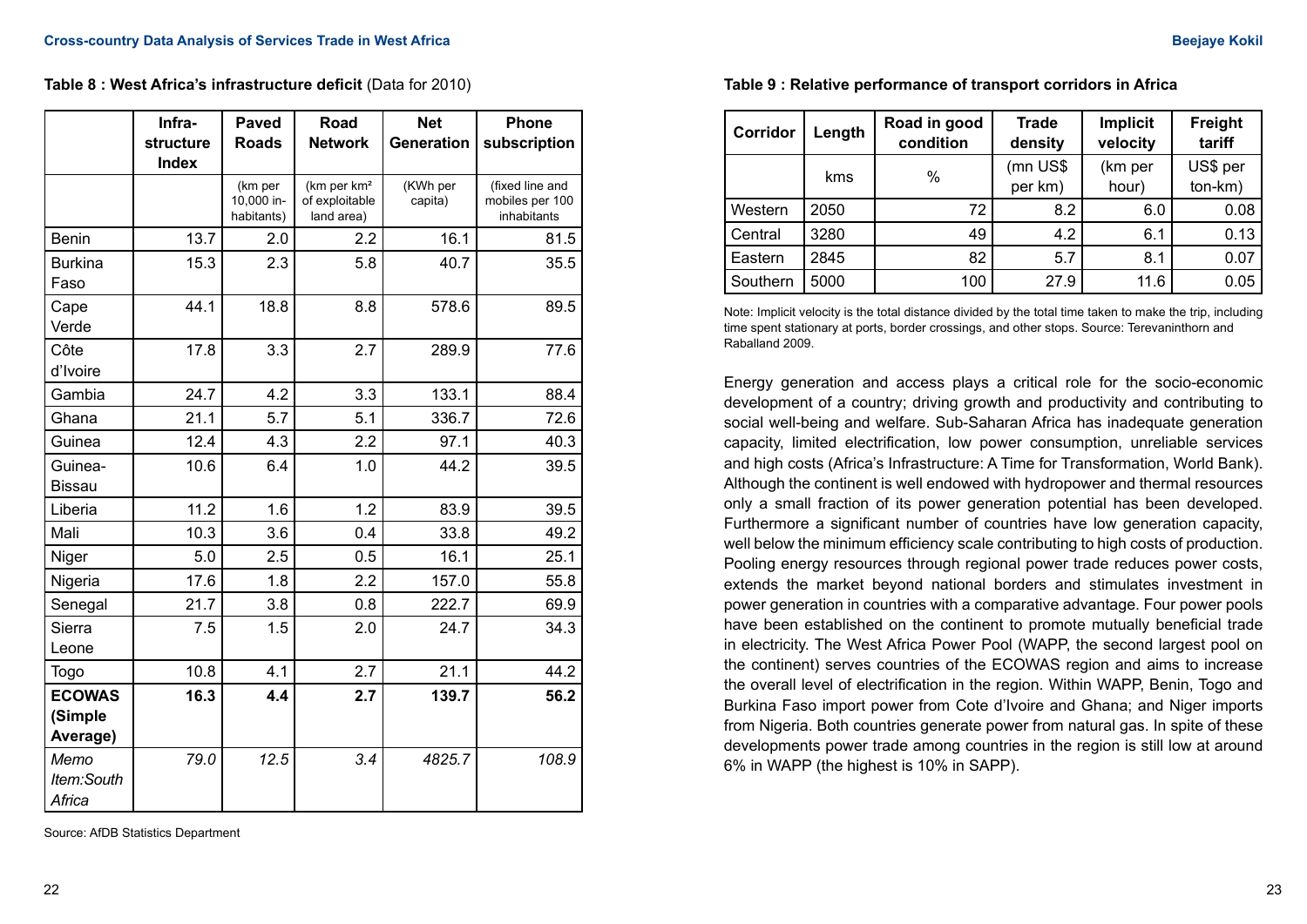**Table 8 : West Africa's infrastructure deficit** (Data for 2010)

| | Infra-structure Index | Paved Roads | Road Network | Net Generation | Phone subscription |
|---|---|---|---|---|---|
| | | (km per 10,000 inhabitants) | (km per km² of exploitable land area) | (KWh per capita) | (fixed line and mobiles per 100 inhabitants |
| Benin | 13.7 | 2.0 | 2.2 | 16.1 | 81.5 |
| Burkina Faso | 15.3 | 2.3 | 5.8 | 40.7 | 35.5 |
| Cape Verde | 44.1 | 18.8 | 8.8 | 578.6 | 89.5 |
| Côte d'Ivoire | 17.8 | 3.3 | 2.7 | 289.9 | 77.6 |
| Gambia | 24.7 | 4.2 | 3.3 | 133.1 | 88.4 |
| Ghana | 21.1 | 5.7 | 5.1 | 336.7 | 72.6 |
| Guinea | 12.4 | 4.3 | 2.2 | 97.1 | 40.3 |
| Guinea-Bissau | 10.6 | 6.4 | 1.0 | 44.2 | 39.5 |
| Liberia | 11.2 | 1.6 | 1.2 | 83.9 | 39.5 |
| Mali | 10.3 | 3.6 | 0.4 | 33.8 | 49.2 |
| Niger | 5.0 | 2.5 | 0.5 | 16.1 | 25.1 |
| Nigeria | 17.6 | 1.8 | 2.2 | 157.0 | 55.8 |
| Senegal | 21.7 | 3.8 | 0.8 | 222.7 | 69.9 |
| Sierra Leone | 7.5 | 1.5 | 2.0 | 24.7 | 34.3 |
| Togo | 10.8 | 4.1 | 2.7 | 21.1 | 44.2 |
| **ECOWAS (Simple Average)** | **16.3** | **4.4** | **2.7** | **139.7** | **56.2** |
| *Memo Item:South Africa* | *79.0* | *12.5* | *3.4* | *4825.7* | *108.9* |

Source: AfDB Statistics Department

**Table 9 : Relative performance of transport corridors in Africa**

| Corridor | Length | Road in good condition | Trade density | Implicit velocity | Freight tariff |
|---|---|---|---|---|---|
| | kms | % | (mn US$ per km) | (km per hour) | US$ per ton-km) |
| Western | 2050 | 72 | 8.2 | 6.0 | 0.08 |
| Central | 3280 | 49 | 4.2 | 6.1 | 0.13 |
| Eastern | 2845 | 82 | 5.7 | 8.1 | 0.07 |
| Southern | 5000 | 100 | 27.9 | 11.6 | 0.05 |

Note: Implicit velocity is the total distance divided by the total time taken to make the trip, including time spent stationary at ports, border crossings, and other stops. Source: Terevaninthorn and Raballand 2009.

Energy generation and access plays a critical role for the socio-economic development of a country; driving growth and productivity and contributing to social well-being and welfare. Sub-Saharan Africa has inadequate generation capacity, limited electrification, low power consumption, unreliable services and high costs (Africa's Infrastructure: A Time for Transformation, World Bank). Although the continent is well endowed with hydropower and thermal resources only a small fraction of its power generation potential has been developed. Furthermore a significant number of countries have low generation capacity, well below the minimum efficiency scale contributing to high costs of production. Pooling energy resources through regional power trade reduces power costs, extends the market beyond national borders and stimulates investment in power generation in countries with a comparative advantage. Four power pools have been established on the continent to promote mutually beneficial trade in electricity. The West Africa Power Pool (WAPP, the second largest pool on the continent) serves countries of the ECOWAS region and aims to increase the overall level of electrification in the region. Within WAPP, Benin, Togo and Burkina Faso import power from Cote d'Ivoire and Ghana; and Niger imports from Nigeria. Both countries generate power from natural gas. In spite of these developments power trade among countries in the region is still low at around 6% in WAPP (the highest is 10% in SAPP).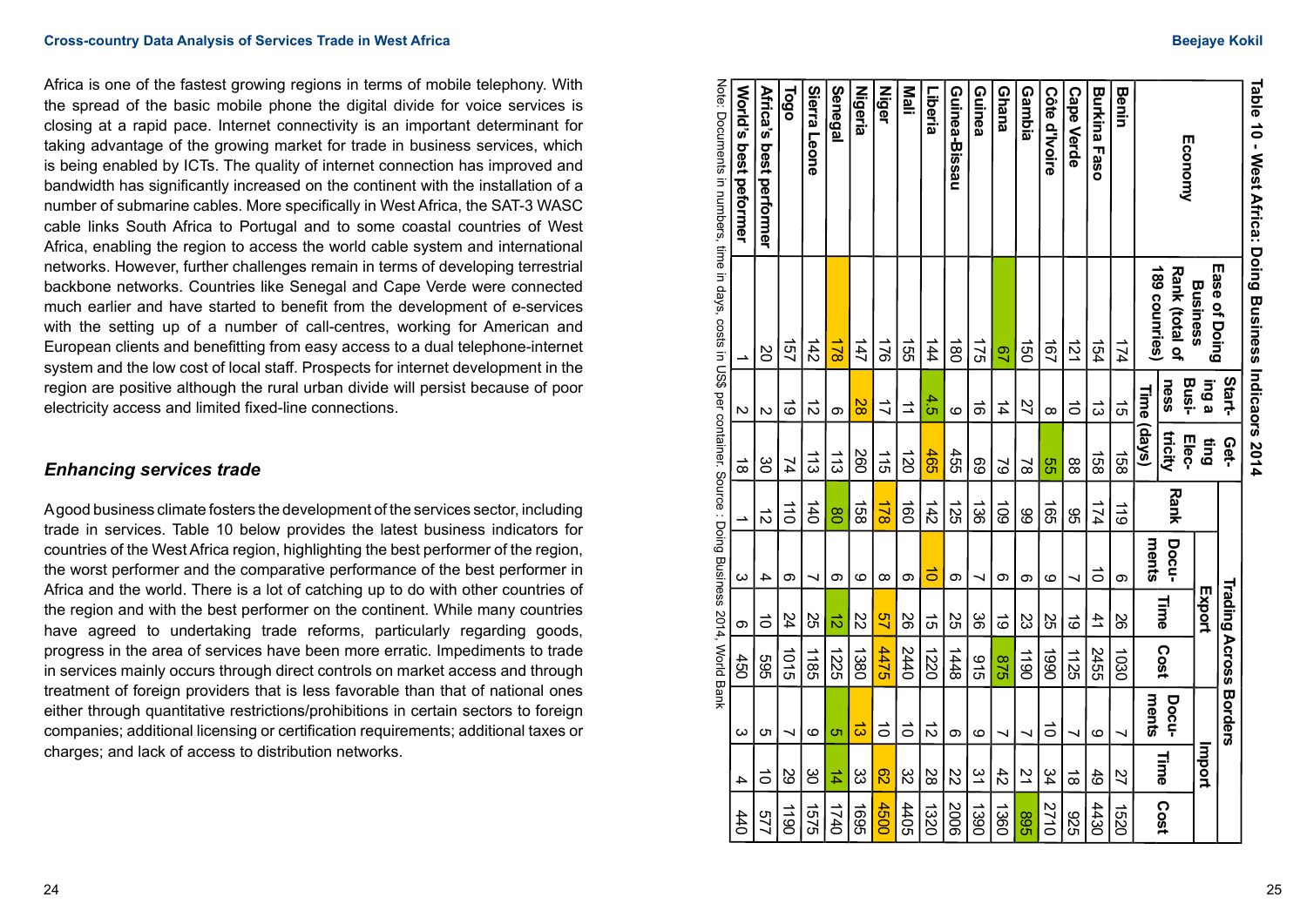Africa is one of the fastest growing regions in terms of mobile telephony. With the spread of the basic mobile phone the digital divide for voice services is closing at a rapid pace. Internet connectivity is an important determinant for taking advantage of the growing market for trade in business services, which is being enabled by ICTs. The quality of internet connection has improved and bandwidth has significantly increased on the continent with the installation of a number of submarine cables. More specifically in West Africa, the SAT-3 WASC cable links South Africa to Portugal and to some coastal countries of West Africa, enabling the region to access the world cable system and international networks. However, further challenges remain in terms of developing terrestrial backbone networks. Countries like Senegal and Cape Verde were connected much earlier and have started to benefit from the development of e-services with the setting up of a number of call-centres, working for American and European clients and benefitting from easy access to a dual telephone-internet system and the low cost of local staff. Prospects for internet development in the region are positive although the rural urban divide will persist because of poor electricity access and limited fixed-line connections.

### *Enhancing services trade*

A good business climate fosters the development of the services sector, including trade in services. Table 10 below provides the latest business indicators for countries of the West Africa region, highlighting the best performer of the region, the worst performer and the comparative performance of the best performer in Africa and the world. There is a lot of catching up to do with other countries of the region and with the best performer on the continent. While many countries have agreed to undertaking trade reforms, particularly regarding goods, progress in the area of services have been more erratic. Impediments to trade in services mainly occurs through direct controls on market access and through treatment of foreign providers that is less favorable than that of national ones either through quantitative restrictions/prohibitions in certain sectors to foreign companies; additional licensing or certification requirements; additional taxes or charges; and lack of access to distribution networks.

**Table 10 - West Africa: Doing Business Indicaors 2014**

| Economy | Ease of Doing Business Rank (total of 189 counries) | Starting a Business | Getting Electricity | Trading Across Borders | | | | | | |
|---|---|---|---|---|---|---|---|---|---|---|
| | | Time (days) | | Rank | Export | | | Import | | |
| | | | | | Documents | Time | Cost | Documents | Time | Cost |
| **Benin** | 174 | 15 | 158 | 119 | 6 | 26 | 1030 | 7 | 27 | 1520 |
| **Burkina Faso** | 154 | 13 | 158 | 174 | 10 | 41 | 2455 | 9 | 49 | 4430 |
| **Cape Verde** | 121 | 10 | 88 | 95 | 7 | 19 | 1125 | 7 | 18 | 925 |
| **Côte d'Ivoire** | 167 | 8 | 55 | 165 | 9 | 25 | 1990 | 10 | 34 | 2710 |
| **Gambia** | 150 | 27 | 78 | 99 | 6 | 23 | 1190 | 7 | 21 | 895 |
| **Ghana** | 67 | 14 | 79 | 109 | 6 | 19 | 875 | 7 | 42 | 1360 |
| **Guinea** | 175 | 16 | 69 | 136 | 7 | 36 | 915 | 9 | 31 | 1390 |
| **Guinea-Bissau** | 180 | 9 | 455 | 125 | 6 | 25 | 1448 | 6 | 22 | 2006 |
| **Liberia** | 144 | 4.5 | 465 | 142 | 10 | 15 | 1220 | 12 | 28 | 1320 |
| **Mali** | 155 | 11 | 120 | 160 | 6 | 26 | 2440 | 10 | 32 | 4405 |
| **Niger** | 176 | 17 | 115 | 178 | 8 | 57 | 4475 | 10 | 62 | 4500 |
| **Nigeria** | 147 | 28 | 260 | 158 | 9 | 22 | 1380 | 13 | 33 | 1695 |
| **Senegal** | 178 | 6 | 113 | 80 | 6 | 12 | 1225 | 5 | 14 | 1740 |
| **Sierra Leone** | 142 | 12 | 113 | 140 | 7 | 25 | 1185 | 9 | 30 | 1575 |
| **Togo** | 157 | 19 | 74 | 110 | 6 | 24 | 1015 | 7 | 29 | 1190 |
| **Africa's best performer** | 20 | 2 | 30 | 12 | 4 | 10 | 595 | 5 | 10 | 577 |
| **World's best performer** | 1 | 2 | 18 | 1 | 3 | 6 | 450 | 3 | 4 | 440 |

Note: Documents in numbers, time in days, costs in US$ per container. Source : Doing Business 2014, World Bank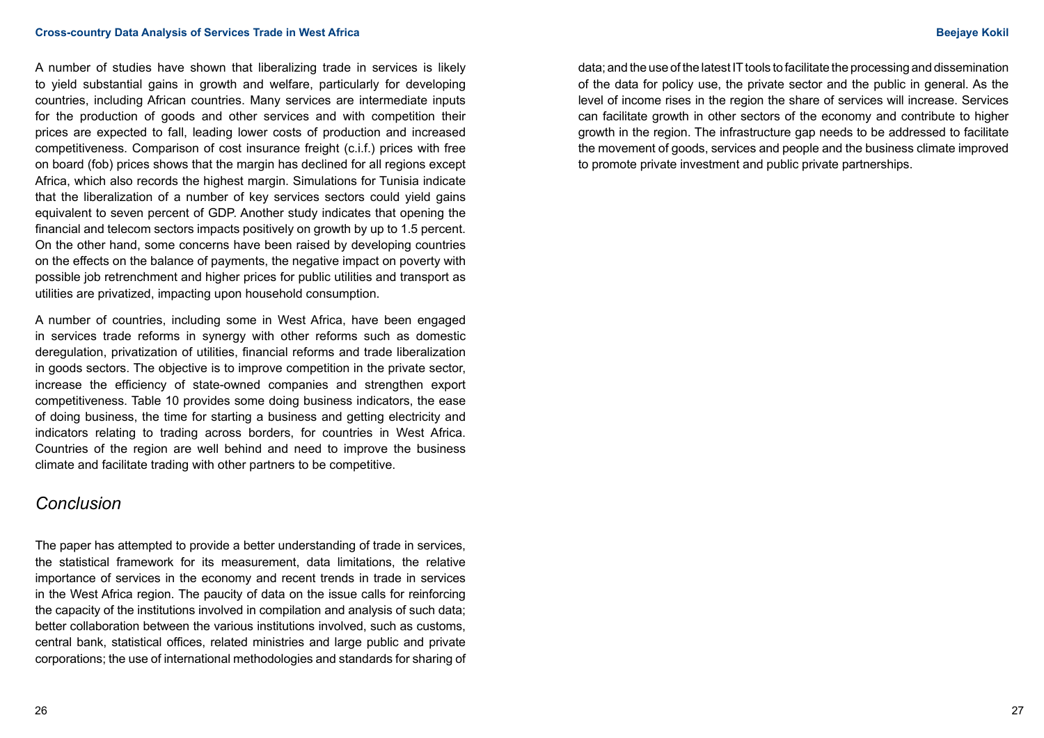A number of studies have shown that liberalizing trade in services is likely to yield substantial gains in growth and welfare, particularly for developing countries, including African countries. Many services are intermediate inputs for the production of goods and other services and with competition their prices are expected to fall, leading lower costs of production and increased competitiveness. Comparison of cost insurance freight (c.i.f.) prices with free on board (fob) prices shows that the margin has declined for all regions except Africa, which also records the highest margin. Simulations for Tunisia indicate that the liberalization of a number of key services sectors could yield gains equivalent to seven percent of GDP. Another study indicates that opening the financial and telecom sectors impacts positively on growth by up to 1.5 percent. On the other hand, some concerns have been raised by developing countries on the effects on the balance of payments, the negative impact on poverty with possible job retrenchment and higher prices for public utilities and transport as utilities are privatized, impacting upon household consumption.

A number of countries, including some in West Africa, have been engaged in services trade reforms in synergy with other reforms such as domestic deregulation, privatization of utilities, financial reforms and trade liberalization in goods sectors. The objective is to improve competition in the private sector, increase the efficiency of state-owned companies and strengthen export competitiveness. Table 10 provides some doing business indicators, the ease of doing business, the time for starting a business and getting electricity and indicators relating to trading across borders, for countries in West Africa. Countries of the region are well behind and need to improve the business climate and facilitate trading with other partners to be competitive.

## *Conclusion*

The paper has attempted to provide a better understanding of trade in services, the statistical framework for its measurement, data limitations, the relative importance of services in the economy and recent trends in trade in services in the West Africa region. The paucity of data on the issue calls for reinforcing the capacity of the institutions involved in compilation and analysis of such data; better collaboration between the various institutions involved, such as customs, central bank, statistical offices, related ministries and large public and private corporations; the use of international methodologies and standards for sharing of data; and the use of the latest IT tools to facilitate the processing and dissemination of the data for policy use, the private sector and the public in general. As the level of income rises in the region the share of services will increase. Services can facilitate growth in other sectors of the economy and contribute to higher growth in the region. The infrastructure gap needs to be addressed to facilitate the movement of goods, services and people and the business climate improved to promote private investment and public private partnerships.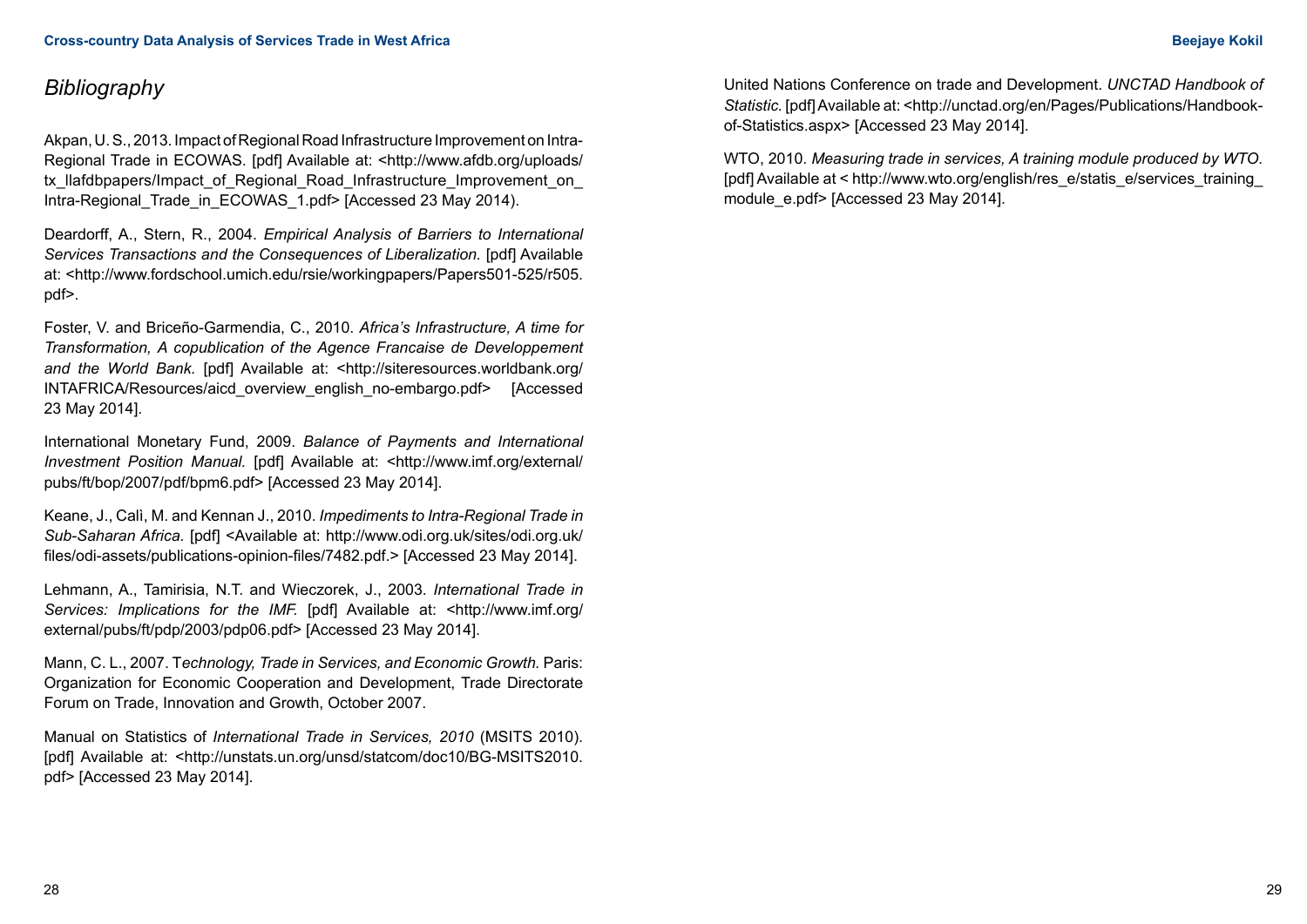## *Bibliography*

Akpan, U. S., 2013. Impact of Regional Road Infrastructure Improvement on Intra-Regional Trade in ECOWAS. [pdf] Available at: <http://www.afdb.org/uploads/tx_llafdbpapers/Impact_of_Regional_Road_Infrastructure_Improvement_on_Intra-Regional_Trade_in_ECOWAS_1.pdf> [Accessed 23 May 2014).

Deardorff, A., Stern, R., 2004. *Empirical Analysis of Barriers to International Services Transactions and the Consequences of Liberalization.* [pdf] Available at: <http://www.fordschool.umich.edu/rsie/workingpapers/Papers501-525/r505.pdf>.

Foster, V. and Briceño-Garmendia, C., 2010. *Africa's Infrastructure, A time for Transformation, A copublication of the Agence Francaise de Developpement and the World Bank.* [pdf] Available at: <http://siteresources.worldbank.org/INTAFRICA/Resources/aicd_overview_english_no-embargo.pdf> [Accessed 23 May 2014].

International Monetary Fund, 2009. *Balance of Payments and International Investment Position Manual.* [pdf] Available at: <http://www.imf.org/external/pubs/ft/bop/2007/pdf/bpm6.pdf> [Accessed 23 May 2014].

Keane, J., Calì, M. and Kennan J., 2010. *Impediments to Intra-Regional Trade in Sub-Saharan Africa.* [pdf] <Available at: http://www.odi.org.uk/sites/odi.org.uk/files/odi-assets/publications-opinion-files/7482.pdf.> [Accessed 23 May 2014].

Lehmann, A., Tamirisia, N.T. and Wieczorek, J., 2003. *International Trade in Services: Implications for the IMF.* [pdf] Available at: <http://www.imf.org/external/pubs/ft/pdp/2003/pdp06.pdf> [Accessed 23 May 2014].

Mann, C. L., 2007. T*echnology, Trade in Services, and Economic Growth.* Paris: Organization for Economic Cooperation and Development, Trade Directorate Forum on Trade, Innovation and Growth, October 2007.

Manual on Statistics of *International Trade in Services, 2010* (MSITS 2010). [pdf] Available at: <http://unstats.un.org/unsd/statcom/doc10/BG-MSITS2010.pdf> [Accessed 23 May 2014].

United Nations Conference on trade and Development. *UNCTAD Handbook of Statistic.* [pdf] Available at: <http://unctad.org/en/Pages/Publications/Handbook-of-Statistics.aspx> [Accessed 23 May 2014].

WTO, 2010. *Measuring trade in services, A training module produced by WTO.* [pdf] Available at < http://www.wto.org/english/res_e/statis_e/services_training_module_e.pdf> [Accessed 23 May 2014].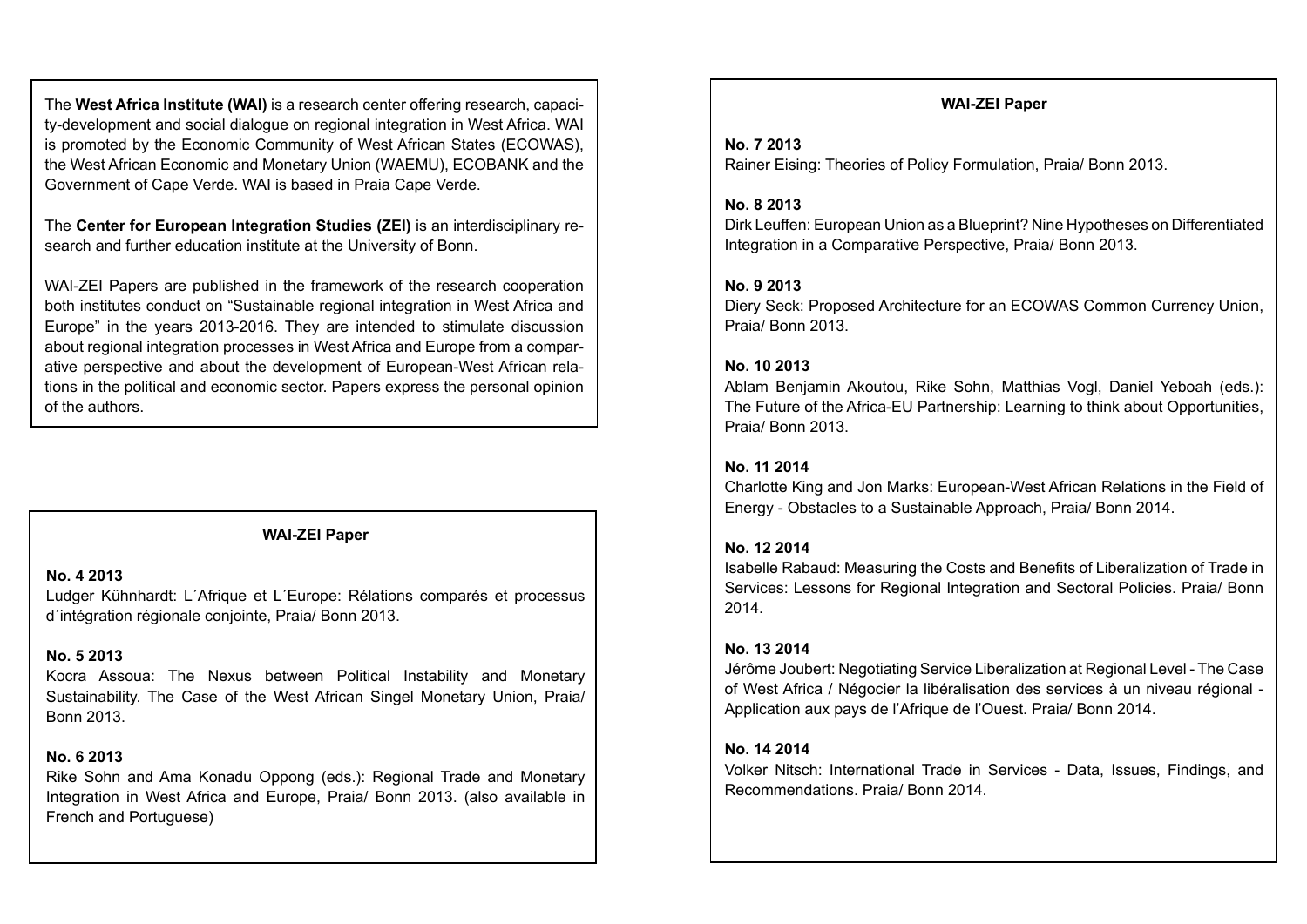The **West Africa Institute (WAI)** is a research center offering research, capacity-development and social dialogue on regional integration in West Africa. WAI is promoted by the Economic Community of West African States (ECOWAS), the West African Economic and Monetary Union (WAEMU), ECOBANK and the Government of Cape Verde. WAI is based in Praia Cape Verde.

The **Center for European Integration Studies (ZEI)** is an interdisciplinary research and further education institute at the University of Bonn.

WAI-ZEI Papers are published in the framework of the research cooperation both institutes conduct on "Sustainable regional integration in West Africa and Europe" in the years 2013-2016. They are intended to stimulate discussion about regional integration processes in West Africa and Europe from a comparative perspective and about the development of European-West African relations in the political and economic sector. Papers express the personal opinion of the authors.

**WAI-ZEI Paper**

**No. 4 2013**
Ludger Kühnhardt: L´Afrique et L´Europe: Rélations comparés et processus d´intégration régionale conjointe, Praia/ Bonn 2013.

**No. 5 2013**
Kocra Assoua: The Nexus between Political Instability and Monetary Sustainability. The Case of the West African Singel Monetary Union, Praia/ Bonn 2013.

**No. 6 2013**
Rike Sohn and Ama Konadu Oppong (eds.): Regional Trade and Monetary Integration in West Africa and Europe, Praia/ Bonn 2013. (also available in French and Portuguese)

**No. 7 2013**
Rainer Eising: Theories of Policy Formulation, Praia/ Bonn 2013.

**No. 8 2013**
Dirk Leuffen: European Union as a Blueprint? Nine Hypotheses on Differentiated Integration in a Comparative Perspective, Praia/ Bonn 2013.

**No. 9 2013**
Diery Seck: Proposed Architecture for an ECOWAS Common Currency Union, Praia/ Bonn 2013.

**No. 10 2013**
Ablam Benjamin Akoutou, Rike Sohn, Matthias Vogl, Daniel Yeboah (eds.): The Future of the Africa-EU Partnership: Learning to think about Opportunities, Praia/ Bonn 2013.

**No. 11 2014**
Charlotte King and Jon Marks: European-West African Relations in the Field of Energy - Obstacles to a Sustainable Approach, Praia/ Bonn 2014.

**No. 12 2014**
Isabelle Rabaud: Measuring the Costs and Benefits of Liberalization of Trade in Services: Lessons for Regional Integration and Sectoral Policies. Praia/ Bonn 2014.

**No. 13 2014**
Jérôme Joubert: Negotiating Service Liberalization at Regional Level - The Case of West Africa / Négocier la libéralisation des services à un niveau régional - Application aux pays de l'Afrique de l'Ouest. Praia/ Bonn 2014.

**No. 14 2014**
Volker Nitsch: International Trade in Services - Data, Issues, Findings, and Recommendations. Praia/ Bonn 2014.